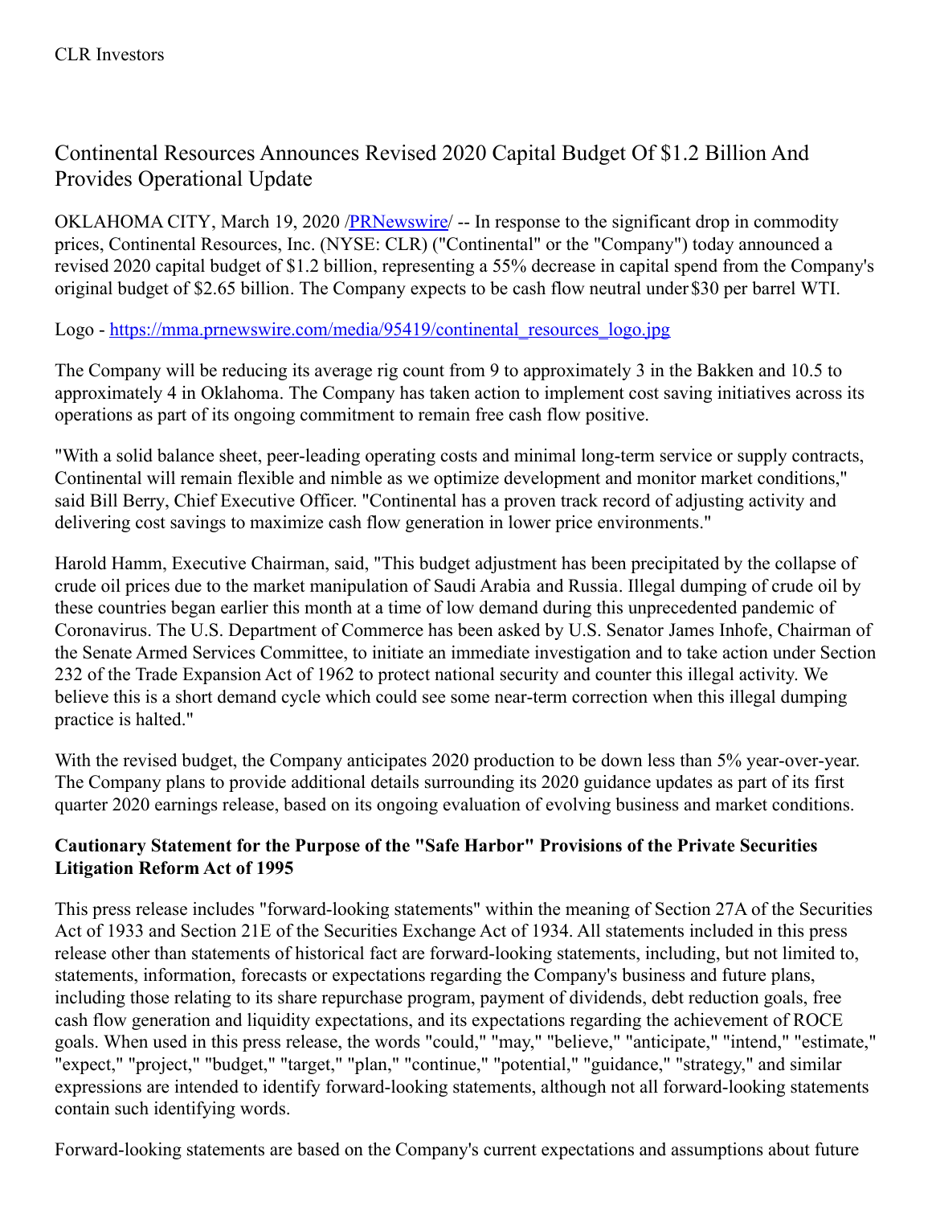CLR Investors

# Continental Resources Announces Revised 2020 Capital Budget Of $1.2 Billion And Provides Operational Update

OKLAHOMA CITY, March 19, 2020 /PRNewswire/ -- In response to the significant drop in commodity prices, Continental Resources, Inc. (NYSE: CLR) ("Continental" or the "Company") today announced a revised 2020 capital budget of $1.2 billion, representing a 55% decrease in capital spend from the Company's original budget of $2.65 billion. The Company expects to be cash flow neutral under $30 per barrel WTI.

Logo - https://mma.prnewswire.com/media/95419/continental_resources_logo.jpg

The Company will be reducing its average rig count from 9 to approximately 3 in the Bakken and 10.5 to approximately 4 in Oklahoma. The Company has taken action to implement cost saving initiatives across its operations as part of its ongoing commitment to remain free cash flow positive.

"With a solid balance sheet, peer-leading operating costs and minimal long-term service or supply contracts, Continental will remain flexible and nimble as we optimize development and monitor market conditions," said Bill Berry, Chief Executive Officer. "Continental has a proven track record of adjusting activity and delivering cost savings to maximize cash flow generation in lower price environments."

Harold Hamm, Executive Chairman, said, "This budget adjustment has been precipitated by the collapse of crude oil prices due to the market manipulation of Saudi Arabia and Russia. Illegal dumping of crude oil by these countries began earlier this month at a time of low demand during this unprecedented pandemic of Coronavirus. The U.S. Department of Commerce has been asked by U.S. Senator James Inhofe, Chairman of the Senate Armed Services Committee, to initiate an immediate investigation and to take action under Section 232 of the Trade Expansion Act of 1962 to protect national security and counter this illegal activity. We believe this is a short demand cycle which could see some near-term correction when this illegal dumping practice is halted."

With the revised budget, the Company anticipates 2020 production to be down less than 5% year-over-year. The Company plans to provide additional details surrounding its 2020 guidance updates as part of its first quarter 2020 earnings release, based on its ongoing evaluation of evolving business and market conditions.

**Cautionary Statement for the Purpose of the "Safe Harbor" Provisions of the Private Securities Litigation Reform Act of 1995**

This press release includes "forward-looking statements" within the meaning of Section 27A of the Securities Act of 1933 and Section 21E of the Securities Exchange Act of 1934. All statements included in this press release other than statements of historical fact are forward-looking statements, including, but not limited to, statements, information, forecasts or expectations regarding the Company's business and future plans, including those relating to its share repurchase program, payment of dividends, debt reduction goals, free cash flow generation and liquidity expectations, and its expectations regarding the achievement of ROCE goals. When used in this press release, the words "could," "may," "believe," "anticipate," "intend," "estimate," "expect," "project," "budget," "target," "plan," "continue," "potential," "guidance," "strategy," and similar expressions are intended to identify forward-looking statements, although not all forward-looking statements contain such identifying words.

Forward-looking statements are based on the Company's current expectations and assumptions about future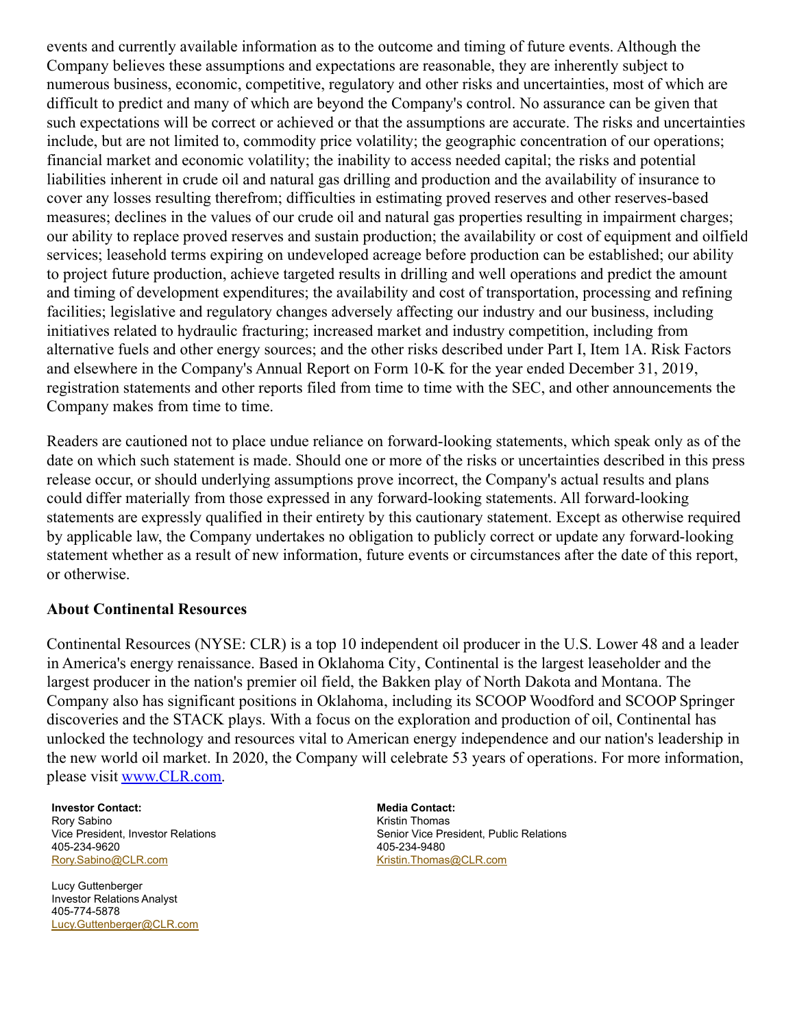events and currently available information as to the outcome and timing of future events. Although the Company believes these assumptions and expectations are reasonable, they are inherently subject to numerous business, economic, competitive, regulatory and other risks and uncertainties, most of which are difficult to predict and many of which are beyond the Company's control. No assurance can be given that such expectations will be correct or achieved or that the assumptions are accurate. The risks and uncertainties include, but are not limited to, commodity price volatility; the geographic concentration of our operations; financial market and economic volatility; the inability to access needed capital; the risks and potential liabilities inherent in crude oil and natural gas drilling and production and the availability of insurance to cover any losses resulting therefrom; difficulties in estimating proved reserves and other reserves-based measures; declines in the values of our crude oil and natural gas properties resulting in impairment charges; our ability to replace proved reserves and sustain production; the availability or cost of equipment and oilfield services; leasehold terms expiring on undeveloped acreage before production can be established; our ability to project future production, achieve targeted results in drilling and well operations and predict the amount and timing of development expenditures; the availability and cost of transportation, processing and refining facilities; legislative and regulatory changes adversely affecting our industry and our business, including initiatives related to hydraulic fracturing; increased market and industry competition, including from alternative fuels and other energy sources; and the other risks described under Part I, Item 1A. Risk Factors and elsewhere in the Company's Annual Report on Form 10-K for the year ended December 31, 2019, registration statements and other reports filed from time to time with the SEC, and other announcements the Company makes from time to time.

Readers are cautioned not to place undue reliance on forward-looking statements, which speak only as of the date on which such statement is made. Should one or more of the risks or uncertainties described in this press release occur, or should underlying assumptions prove incorrect, the Company's actual results and plans could differ materially from those expressed in any forward-looking statements. All forward-looking statements are expressly qualified in their entirety by this cautionary statement. Except as otherwise required by applicable law, the Company undertakes no obligation to publicly correct or update any forward-looking statement whether as a result of new information, future events or circumstances after the date of this report, or otherwise.

**About Continental Resources**

Continental Resources (NYSE: CLR) is a top 10 independent oil producer in the U.S. Lower 48 and a leader in America's energy renaissance. Based in Oklahoma City, Continental is the largest leaseholder and the largest producer in the nation's premier oil field, the Bakken play of North Dakota and Montana. The Company also has significant positions in Oklahoma, including its SCOOP Woodford and SCOOP Springer discoveries and the STACK plays. With a focus on the exploration and production of oil, Continental has unlocked the technology and resources vital to American energy independence and our nation's leadership in the new world oil market. In 2020, the Company will celebrate 53 years of operations. For more information, please visit www.CLR.com.

**Investor Contact:**
Rory Sabino
Vice President, Investor Relations
405-234-9620
Rory.Sabino@CLR.com

Lucy Guttenberger
Investor Relations Analyst
405-774-5878
Lucy.Guttenberger@CLR.com

**Media Contact:**
Kristin Thomas
Senior Vice President, Public Relations
405-234-9480
Kristin.Thomas@CLR.com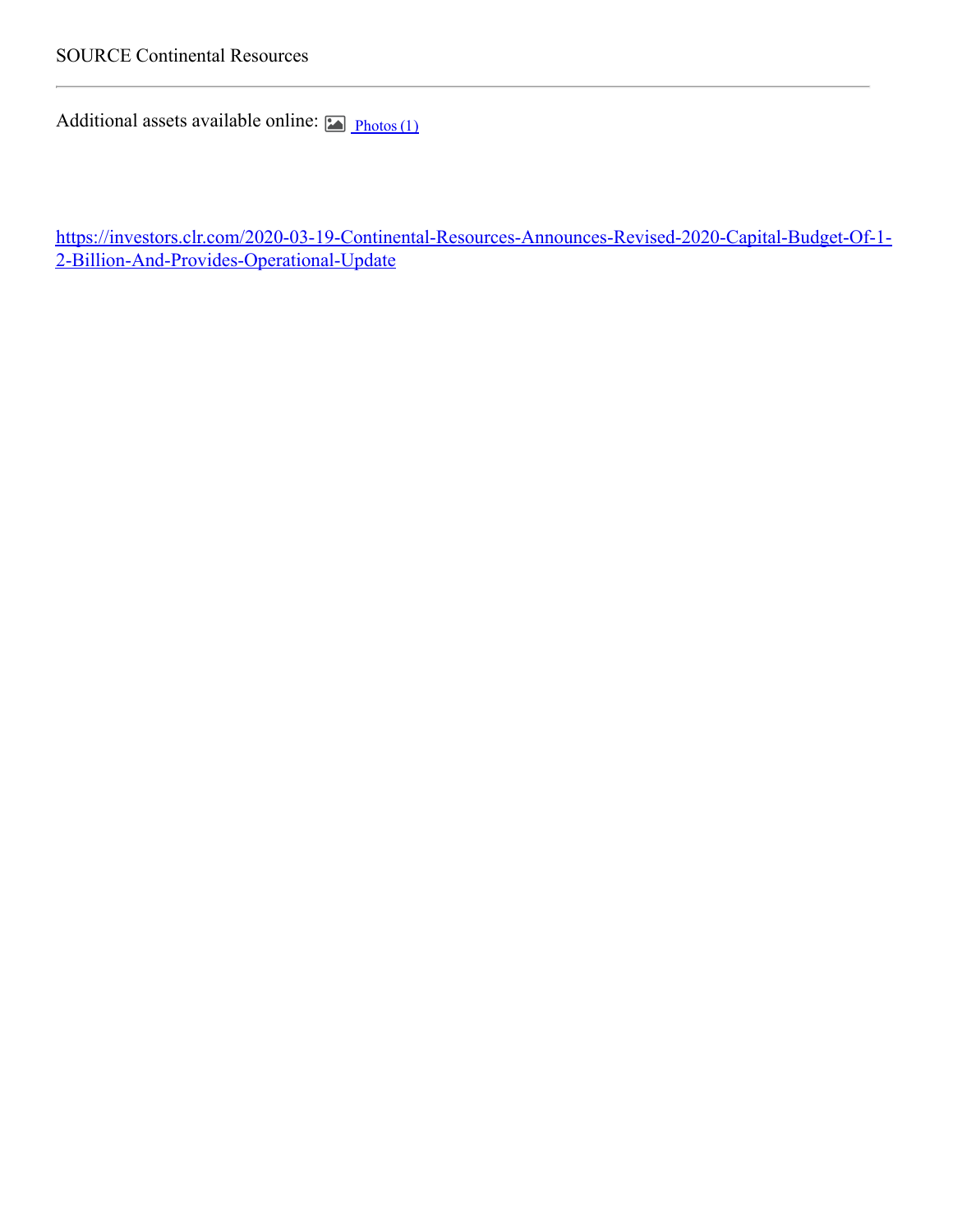SOURCE Continental Resources

---

Additional assets available online: [Photos (1)]

[https://investors.clr.com/2020-03-19-Continental-Resources-Announces-Revised-2020-Capital-Budget-Of-1-2-Billion-And-Provides-Operational-Update](https://investors.clr.com/2020-03-19-Continental-Resources-Announces-Revised-2020-Capital-Budget-Of-1-2-Billion-And-Provides-Operational-Update)